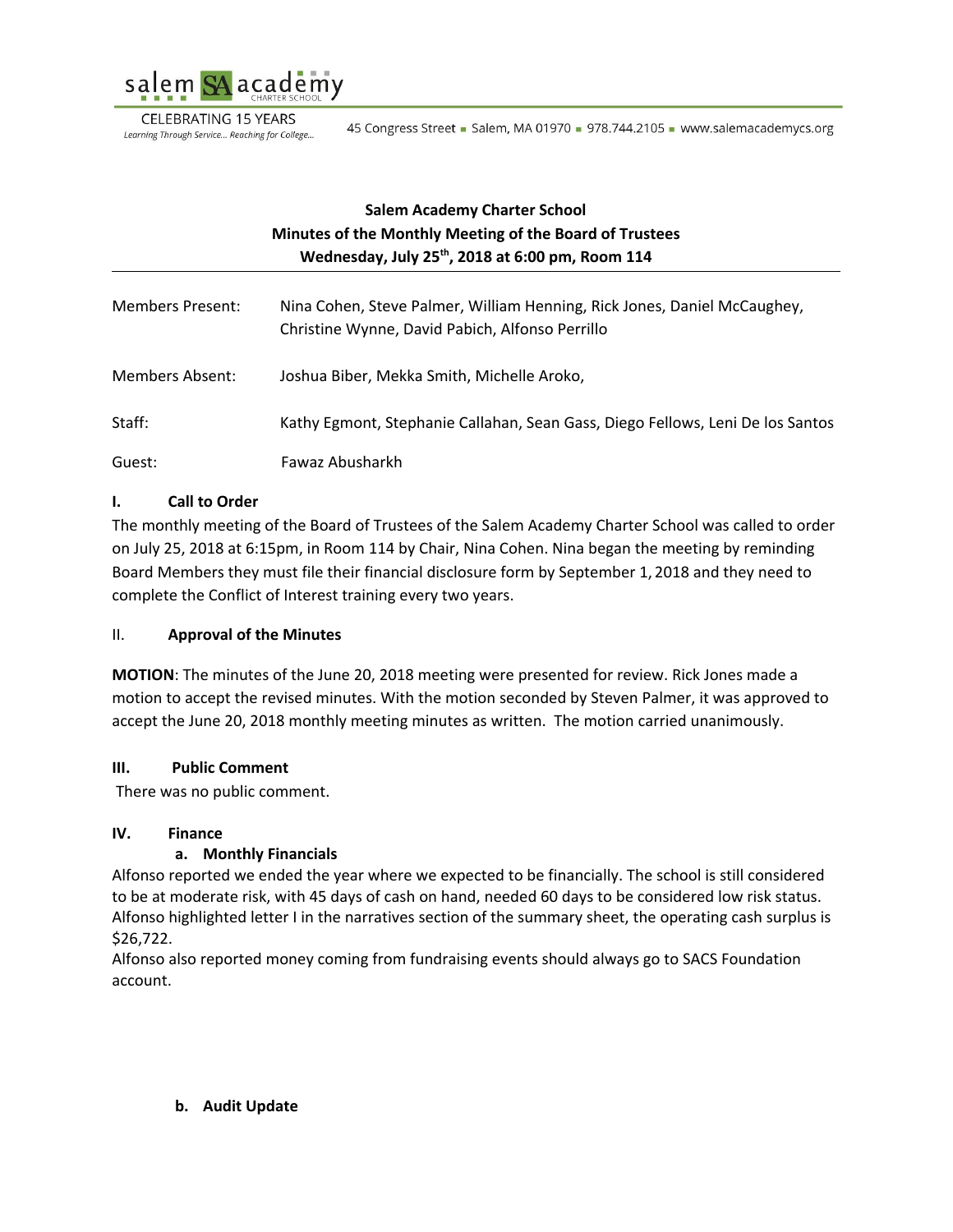# Salem Academy Charter School
## Minutes of the Monthly Meeting of the Board of Trustees
### Wednesday, July 25th, 2018 at 6:00 pm, Room 114

| | |
|---|---|
| Members Present: | Nina Cohen, Steve Palmer, William Henning, Rick Jones, Daniel McCaughey, Christine Wynne, David Pabich, Alfonso Perrillo |
| Members Absent: | Joshua Biber, Mekka Smith, Michelle Aroko, |
| Staff: | Kathy Egmont, Stephanie Callahan, Sean Gass, Diego Fellows, Leni De los Santos |
| Guest: | Fawaz Abusharkh |

**I. Call to Order**

The monthly meeting of the Board of Trustees of the Salem Academy Charter School was called to order on July 25, 2018 at 6:15pm, in Room 114 by Chair, Nina Cohen. Nina began the meeting by reminding Board Members they must file their financial disclosure form by September 1, 2018 and they need to complete the Conflict of Interest training every two years.

II. **Approval of the Minutes**

**MOTION**: The minutes of the June 20, 2018 meeting were presented for review. Rick Jones made a motion to accept the revised minutes. With the motion seconded by Steven Palmer, it was approved to accept the June 20, 2018 monthly meeting minutes as written. The motion carried unanimously.

**III. Public Comment**

There was no public comment.

**IV. Finance**

**a. Monthly Financials**

Alfonso reported we ended the year where we expected to be financially. The school is still considered to be at moderate risk, with 45 days of cash on hand, needed 60 days to be considered low risk status. Alfonso highlighted letter I in the narratives section of the summary sheet, the operating cash surplus is $26,722.

Alfonso also reported money coming from fundraising events should always go to SACS Foundation account.

**b. Audit Update**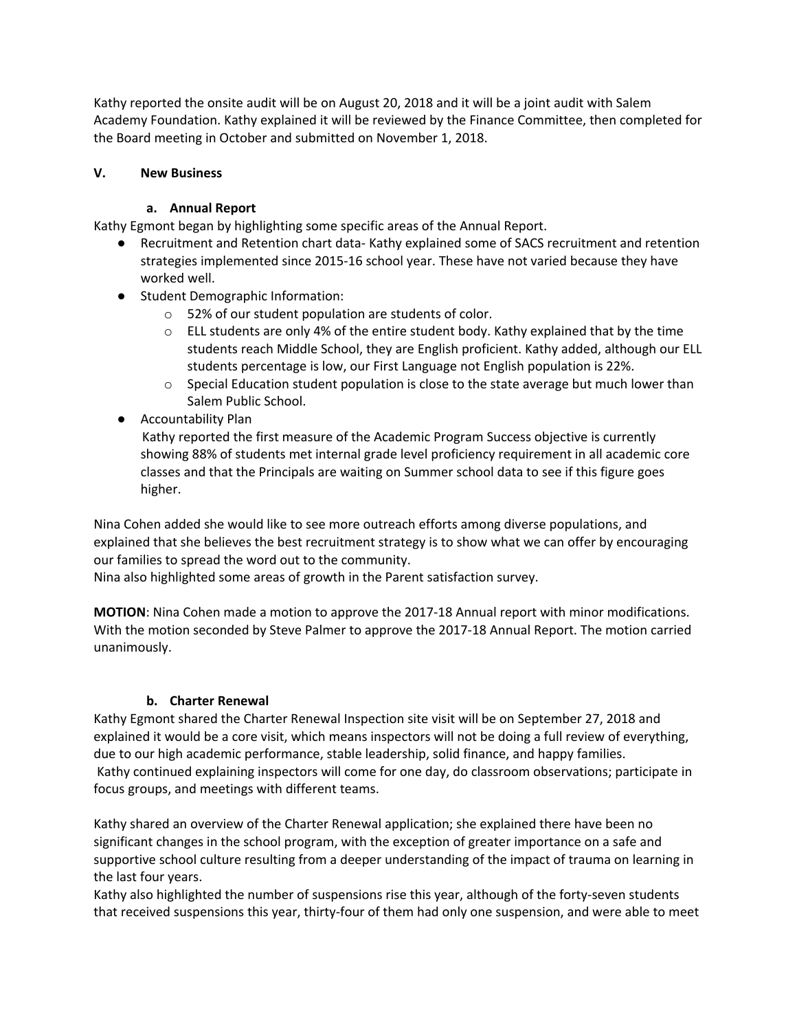Kathy reported the onsite audit will be on August 20, 2018 and it will be a joint audit with Salem Academy Foundation. Kathy explained it will be reviewed by the Finance Committee, then completed for the Board meeting in October and submitted on November 1, 2018.

## V. New Business

### a. Annual Report

Kathy Egmont began by highlighting some specific areas of the Annual Report.

- Recruitment and Retention chart data- Kathy explained some of SACS recruitment and retention strategies implemented since 2015-16 school year. These have not varied because they have worked well.
- Student Demographic Information:
  - 52% of our student population are students of color.
  - ELL students are only 4% of the entire student body. Kathy explained that by the time students reach Middle School, they are English proficient. Kathy added, although our ELL students percentage is low, our First Language not English population is 22%.
  - Special Education student population is close to the state average but much lower than Salem Public School.
- Accountability Plan
  Kathy reported the first measure of the Academic Program Success objective is currently showing 88% of students met internal grade level proficiency requirement in all academic core classes and that the Principals are waiting on Summer school data to see if this figure goes higher.

Nina Cohen added she would like to see more outreach efforts among diverse populations, and explained that she believes the best recruitment strategy is to show what we can offer by encouraging our families to spread the word out to the community.
Nina also highlighted some areas of growth in the Parent satisfaction survey.

**MOTION**: Nina Cohen made a motion to approve the 2017-18 Annual report with minor modifications. With the motion seconded by Steve Palmer to approve the 2017-18 Annual Report. The motion carried unanimously.

### b. Charter Renewal

Kathy Egmont shared the Charter Renewal Inspection site visit will be on September 27, 2018 and explained it would be a core visit, which means inspectors will not be doing a full review of everything, due to our high academic performance, stable leadership, solid finance, and happy families.
Kathy continued explaining inspectors will come for one day, do classroom observations; participate in focus groups, and meetings with different teams.

Kathy shared an overview of the Charter Renewal application; she explained there have been no significant changes in the school program, with the exception of greater importance on a safe and supportive school culture resulting from a deeper understanding of the impact of trauma on learning in the last four years.
Kathy also highlighted the number of suspensions rise this year, although of the forty-seven students that received suspensions this year, thirty-four of them had only one suspension, and were able to meet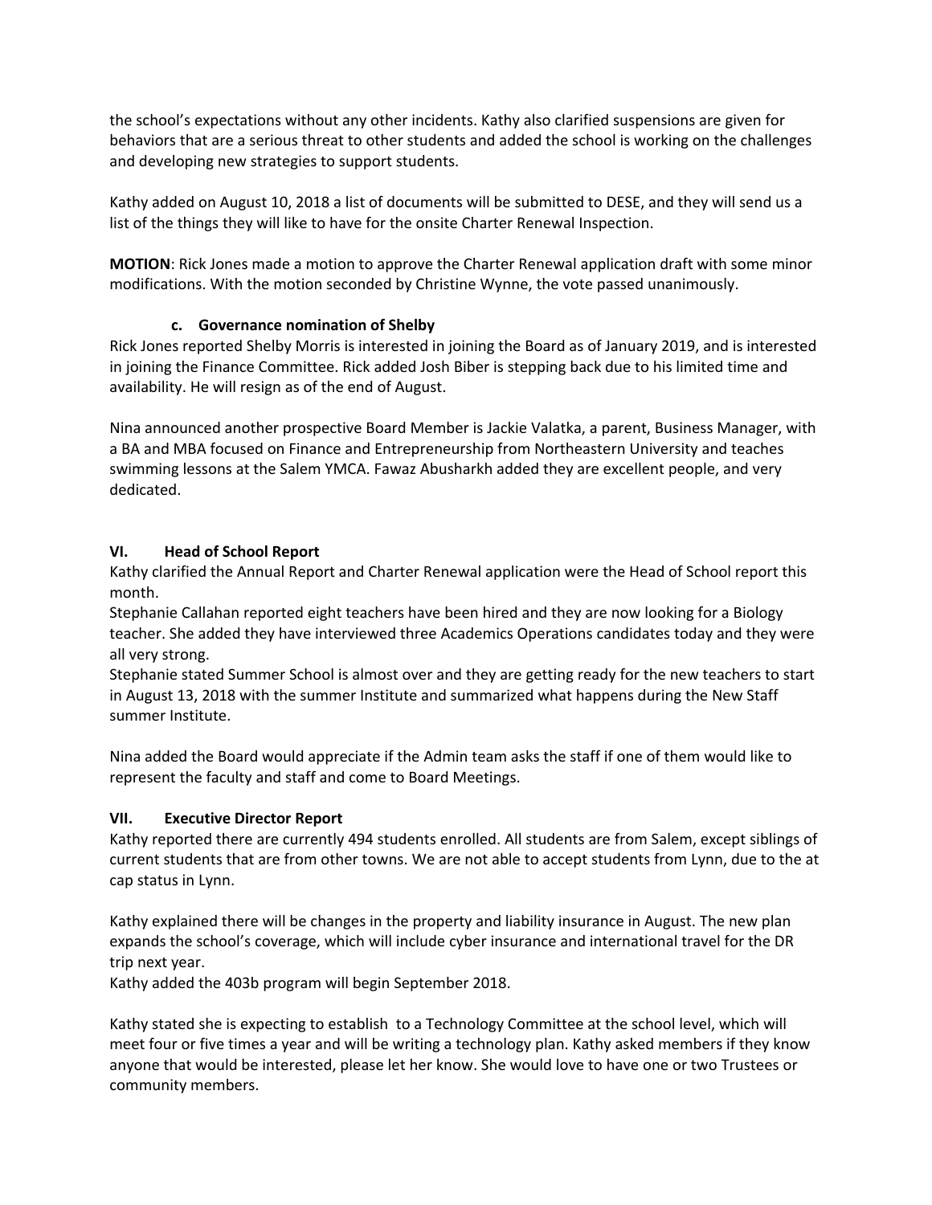the school's expectations without any other incidents. Kathy also clarified suspensions are given for behaviors that are a serious threat to other students and added the school is working on the challenges and developing new strategies to support students.

Kathy added on August 10, 2018 a list of documents will be submitted to DESE, and they will send us a list of the things they will like to have for the onsite Charter Renewal Inspection.

**MOTION**: Rick Jones made a motion to approve the Charter Renewal application draft with some minor modifications. With the motion seconded by Christine Wynne, the vote passed unanimously.

### c. Governance nomination of Shelby

Rick Jones reported Shelby Morris is interested in joining the Board as of January 2019, and is interested in joining the Finance Committee. Rick added Josh Biber is stepping back due to his limited time and availability. He will resign as of the end of August.

Nina announced another prospective Board Member is Jackie Valatka, a parent, Business Manager, with a BA and MBA focused on Finance and Entrepreneurship from Northeastern University and teaches swimming lessons at the Salem YMCA. Fawaz Abusharkh added they are excellent people, and very dedicated.

## VI. Head of School Report

Kathy clarified the Annual Report and Charter Renewal application were the Head of School report this month.

Stephanie Callahan reported eight teachers have been hired and they are now looking for a Biology teacher. She added they have interviewed three Academics Operations candidates today and they were all very strong.

Stephanie stated Summer School is almost over and they are getting ready for the new teachers to start in August 13, 2018 with the summer Institute and summarized what happens during the New Staff summer Institute.

Nina added the Board would appreciate if the Admin team asks the staff if one of them would like to represent the faculty and staff and come to Board Meetings.

## VII. Executive Director Report

Kathy reported there are currently 494 students enrolled. All students are from Salem, except siblings of current students that are from other towns. We are not able to accept students from Lynn, due to the at cap status in Lynn.

Kathy explained there will be changes in the property and liability insurance in August. The new plan expands the school's coverage, which will include cyber insurance and international travel for the DR trip next year.

Kathy added the 403b program will begin September 2018.

Kathy stated she is expecting to establish to a Technology Committee at the school level, which will meet four or five times a year and will be writing a technology plan. Kathy asked members if they know anyone that would be interested, please let her know. She would love to have one or two Trustees or community members.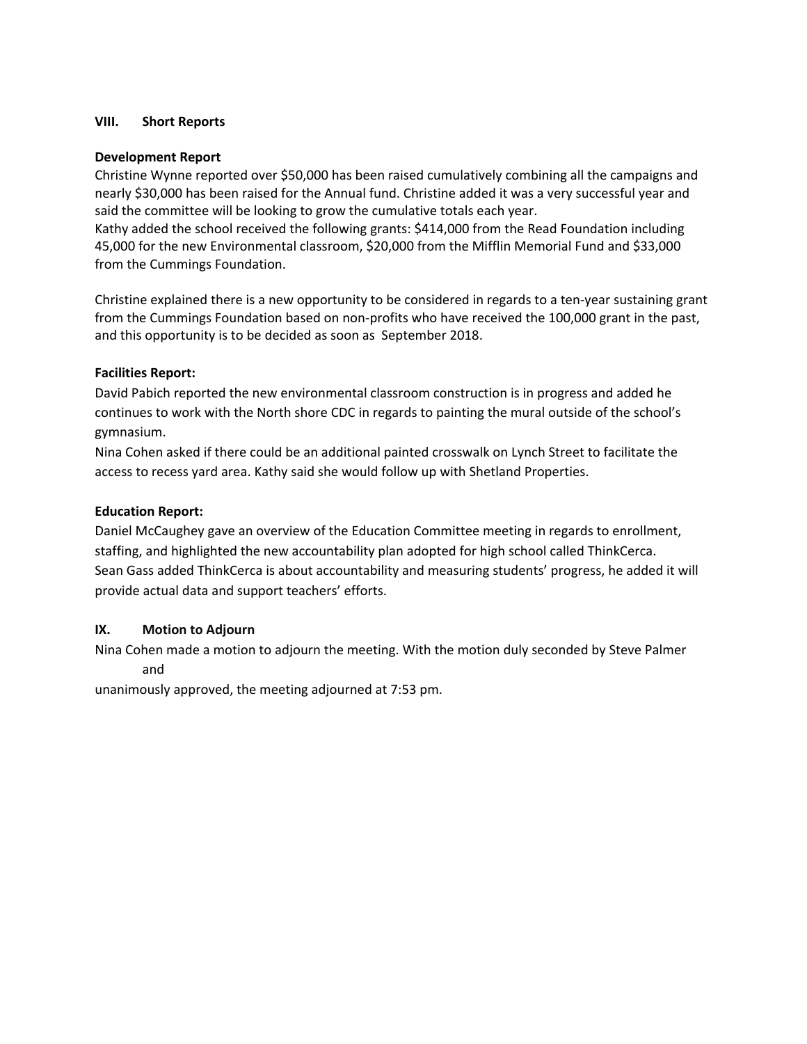## VIII. Short Reports

**Development Report**

Christine Wynne reported over $50,000 has been raised cumulatively combining all the campaigns and nearly $30,000 has been raised for the Annual fund. Christine added it was a very successful year and said the committee will be looking to grow the cumulative totals each year.
Kathy added the school received the following grants: $414,000 from the Read Foundation including 45,000 for the new Environmental classroom, $20,000 from the Mifflin Memorial Fund and $33,000 from the Cummings Foundation.

Christine explained there is a new opportunity to be considered in regards to a ten-year sustaining grant from the Cummings Foundation based on non-profits who have received the 100,000 grant in the past, and this opportunity is to be decided as soon as September 2018.

**Facilities Report:**

David Pabich reported the new environmental classroom construction is in progress and added he continues to work with the North shore CDC in regards to painting the mural outside of the school's gymnasium.
Nina Cohen asked if there could be an additional painted crosswalk on Lynch Street to facilitate the access to recess yard area. Kathy said she would follow up with Shetland Properties.

**Education Report:**

Daniel McCaughey gave an overview of the Education Committee meeting in regards to enrollment, staffing, and highlighted the new accountability plan adopted for high school called ThinkCerca.
Sean Gass added ThinkCerca is about accountability and measuring students' progress, he added it will provide actual data and support teachers' efforts.

## IX. Motion to Adjourn

Nina Cohen made a motion to adjourn the meeting. With the motion duly seconded by Steve Palmer and
unanimously approved, the meeting adjourned at 7:53 pm.